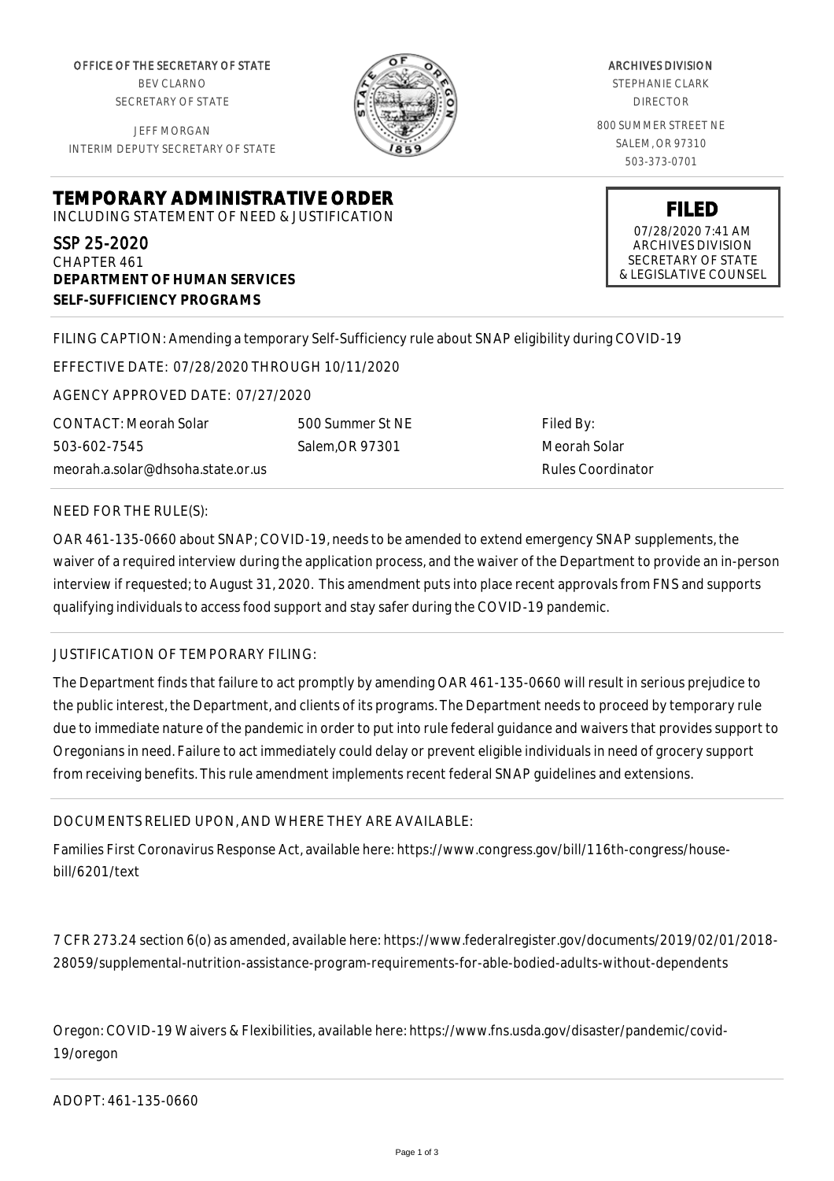OFFICE OF THE SECRETARY OF STATE
BEV CLARNO
SECRETARY OF STATE

JEFF MORGAN
INTERIM DEPUTY SECRETARY OF STATE

ARCHIVES DIVISION
STEPHANIE CLARK
DIRECTOR

800 SUMMER STREET NE
SALEM, OR 97310
503-373-0701

# TEMPORARY ADMINISTRATIVE ORDER

INCLUDING STATEMENT OF NEED & JUSTIFICATION

**FILED**
07/28/2020 7:41 AM
ARCHIVES DIVISION
SECRETARY OF STATE
& LEGISLATIVE COUNSEL

SSP 25-2020
CHAPTER 461
**DEPARTMENT OF HUMAN SERVICES**
**SELF-SUFFICIENCY PROGRAMS**

FILING CAPTION: Amending a temporary Self-Sufficiency rule about SNAP eligibility during COVID-19

EFFECTIVE DATE: 07/28/2020 THROUGH 10/11/2020

AGENCY APPROVED DATE: 07/27/2020

CONTACT: Meorah Solar
503-602-7545
meorah.a.solar@dhsoha.state.or.us

500 Summer St NE
Salem,OR 97301

Filed By:
Meorah Solar
Rules Coordinator

NEED FOR THE RULE(S):

OAR 461-135-0660 about SNAP; COVID-19, needs to be amended to extend emergency SNAP supplements, the waiver of a required interview during the application process, and the waiver of the Department to provide an in-person interview if requested; to August 31, 2020. This amendment puts into place recent approvals from FNS and supports qualifying individuals to access food support and stay safer during the COVID-19 pandemic.

JUSTIFICATION OF TEMPORARY FILING:

The Department finds that failure to act promptly by amending OAR 461-135-0660 will result in serious prejudice to the public interest, the Department, and clients of its programs. The Department needs to proceed by temporary rule due to immediate nature of the pandemic in order to put into rule federal guidance and waivers that provides support to Oregonians in need. Failure to act immediately could delay or prevent eligible individuals in need of grocery support from receiving benefits. This rule amendment implements recent federal SNAP guidelines and extensions.

DOCUMENTS RELIED UPON, AND WHERE THEY ARE AVAILABLE:

Families First Coronavirus Response Act, available here: https://www.congress.gov/bill/116th-congress/house-bill/6201/text

7 CFR 273.24 section 6(o) as amended, available here: https://www.federalregister.gov/documents/2019/02/01/2018-28059/supplemental-nutrition-assistance-program-requirements-for-able-bodied-adults-without-dependents

Oregon: COVID-19 Waivers & Flexibilities, available here: https://www.fns.usda.gov/disaster/pandemic/covid-19/oregon

ADOPT: 461-135-0660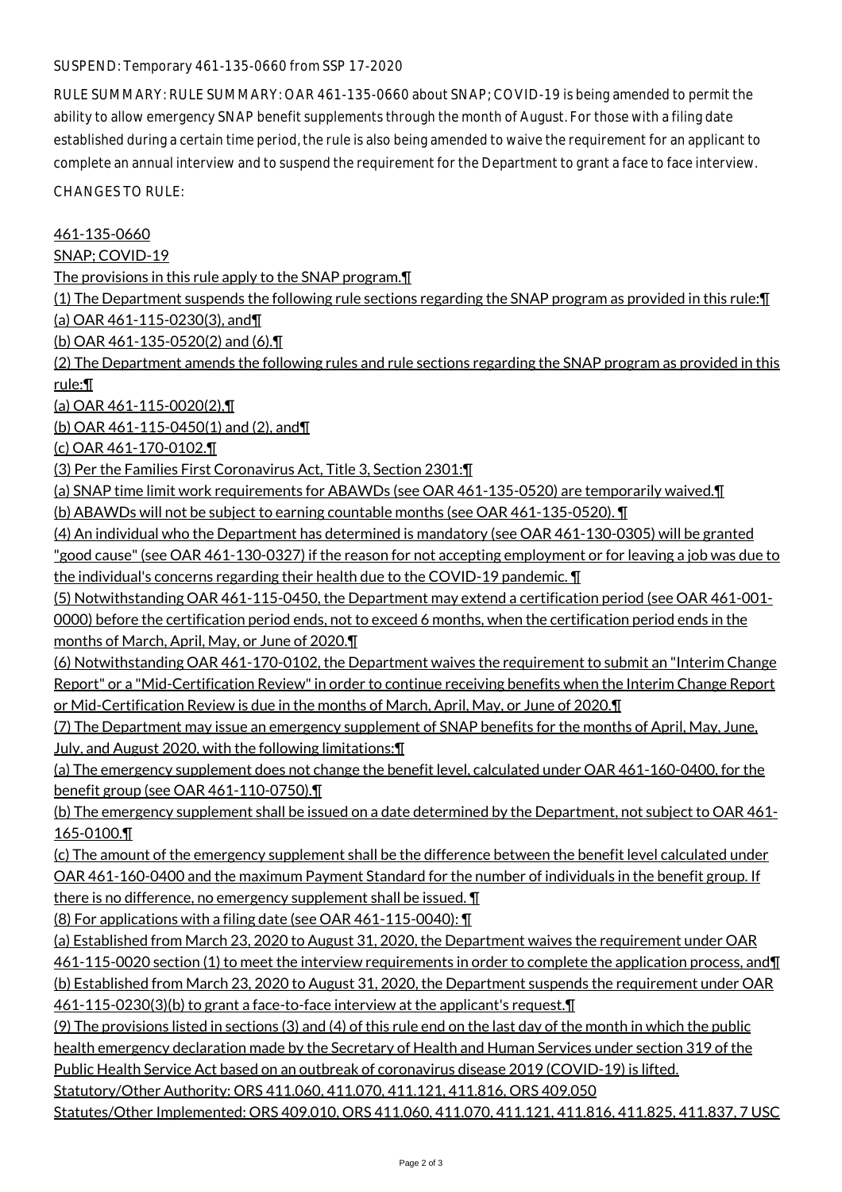SUSPEND: Temporary 461-135-0660 from SSP 17-2020

RULE SUMMARY: RULE SUMMARY: OAR 461-135-0660 about SNAP; COVID-19 is being amended to permit the ability to allow emergency SNAP benefit supplements through the month of August. For those with a filing date established during a certain time period, the rule is also being amended to waive the requirement for an applicant to complete an annual interview and to suspend the requirement for the Department to grant a face to face interview.

CHANGES TO RULE:

461-135-0660

SNAP; COVID-19

The provisions in this rule apply to the SNAP program.¶

(1) The Department suspends the following rule sections regarding the SNAP program as provided in this rule:¶

(a) OAR 461-115-0230(3), and¶

(b) OAR 461-135-0520(2) and (6).¶

(2) The Department amends the following rules and rule sections regarding the SNAP program as provided in this rule:¶

(a) OAR 461-115-0020(2),¶

(b) OAR 461-115-0450(1) and (2), and¶

(c) OAR 461-170-0102.¶

(3) Per the Families First Coronavirus Act, Title 3, Section 2301:¶

(a) SNAP time limit work requirements for ABAWDs (see OAR 461-135-0520) are temporarily waived.¶

(b) ABAWDs will not be subject to earning countable months (see OAR 461-135-0520). ¶

(4) An individual who the Department has determined is mandatory (see OAR 461-130-0305) will be granted "good cause" (see OAR 461-130-0327) if the reason for not accepting employment or for leaving a job was due to the individual's concerns regarding their health due to the COVID-19 pandemic. ¶

(5) Notwithstanding OAR 461-115-0450, the Department may extend a certification period (see OAR 461-001-0000) before the certification period ends, not to exceed 6 months, when the certification period ends in the months of March, April, May, or June of 2020.¶

(6) Notwithstanding OAR 461-170-0102, the Department waives the requirement to submit an "Interim Change Report" or a "Mid-Certification Review" in order to continue receiving benefits when the Interim Change Report or Mid-Certification Review is due in the months of March, April, May, or June of 2020.¶

(7) The Department may issue an emergency supplement of SNAP benefits for the months of April, May, June, July, and August 2020, with the following limitations:¶

(a) The emergency supplement does not change the benefit level, calculated under OAR 461-160-0400, for the benefit group (see OAR 461-110-0750).¶

(b) The emergency supplement shall be issued on a date determined by the Department, not subject to OAR 461-165-0100.¶

(c) The amount of the emergency supplement shall be the difference between the benefit level calculated under OAR 461-160-0400 and the maximum Payment Standard for the number of individuals in the benefit group. If there is no difference, no emergency supplement shall be issued. ¶

(8) For applications with a filing date (see OAR 461-115-0040): ¶

(a) Established from March 23, 2020 to August 31, 2020, the Department waives the requirement under OAR 461-115-0020 section (1) to meet the interview requirements in order to complete the application process, and¶

(b) Established from March 23, 2020 to August 31, 2020, the Department suspends the requirement under OAR 461-115-0230(3)(b) to grant a face-to-face interview at the applicant's request.¶

(9) The provisions listed in sections (3) and (4) of this rule end on the last day of the month in which the public health emergency declaration made by the Secretary of Health and Human Services under section 319 of the Public Health Service Act based on an outbreak of coronavirus disease 2019 (COVID-19) is lifted.

Statutory/Other Authority: ORS 411.060, 411.070, 411.121, 411.816, ORS 409.050

Statutes/Other Implemented: ORS 409.010, ORS 411.060, 411.070, 411.121, 411.816, 411.825, 411.837, 7 USC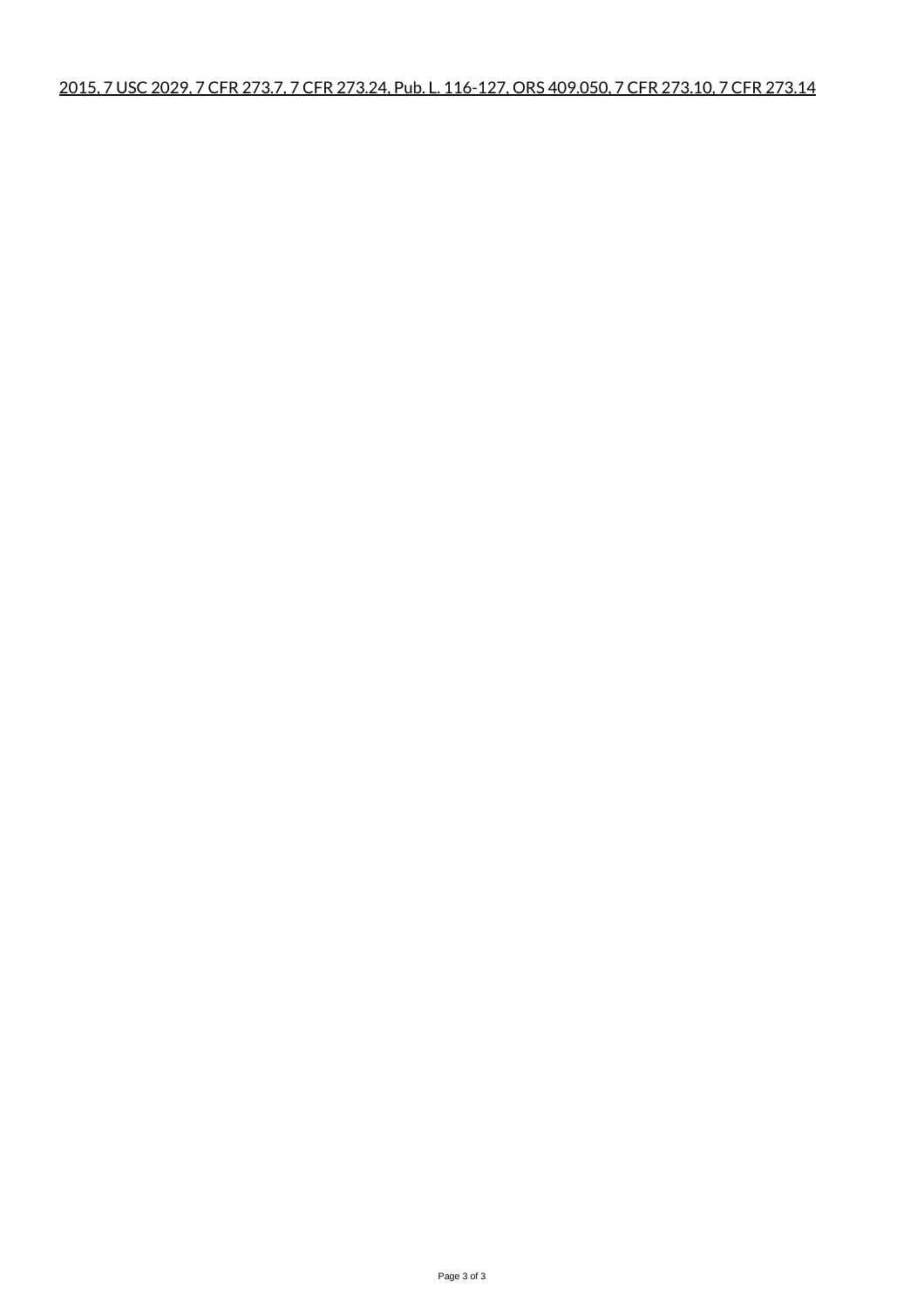2015, 7 USC 2029, 7 CFR 273.7, 7 CFR 273.24, Pub. L. 116-127, ORS 409.050, 7 CFR 273.10, 7 CFR 273.14